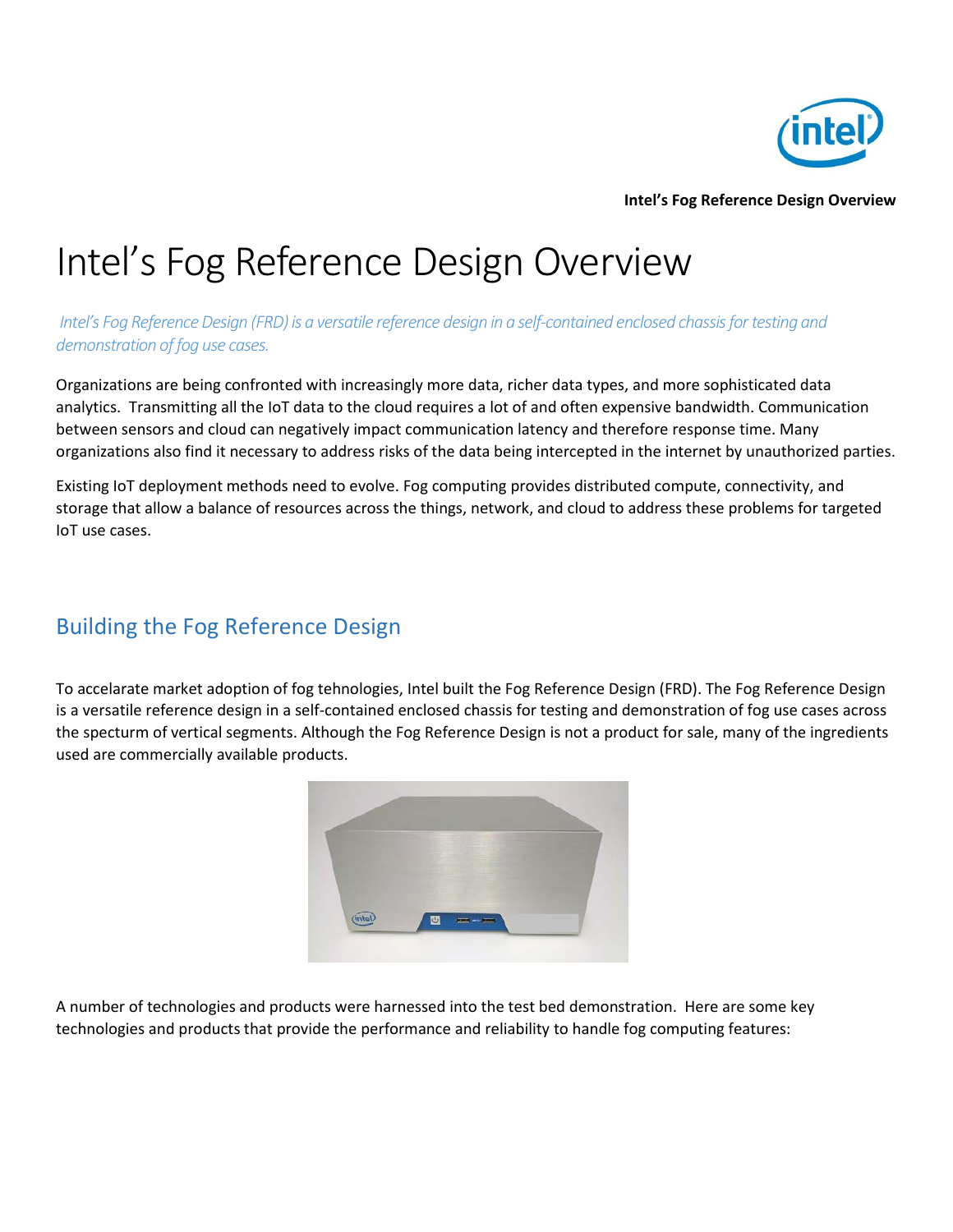# Intel's Fog Reference Design Overview

*Intel's Fog Reference Design (FRD) is a versatile reference design in a self-contained enclosed chassis for testing and demonstration of fog use cases.*

Organizations are being confronted with increasingly more data, richer data types, and more sophisticated data analytics. Transmitting all the IoT data to the cloud requires a lot of and often expensive bandwidth. Communication between sensors and cloud can negatively impact communication latency and therefore response time. Many organizations also find it necessary to address risks of the data being intercepted in the internet by unauthorized parties.

Existing IoT deployment methods need to evolve. Fog computing provides distributed compute, connectivity, and storage that allow a balance of resources across the things, network, and cloud to address these problems for targeted IoT use cases.

## Building the Fog Reference Design

To accelarate market adoption of fog tehnologies, Intel built the Fog Reference Design (FRD). The Fog Reference Design is a versatile reference design in a self-contained enclosed chassis for testing and demonstration of fog use cases across the specturm of vertical segments. Although the Fog Reference Design is not a product for sale, many of the ingredients used are commercially available products.

A number of technologies and products were harnessed into the test bed demonstration. Here are some key technologies and products that provide the performance and reliability to handle fog computing features: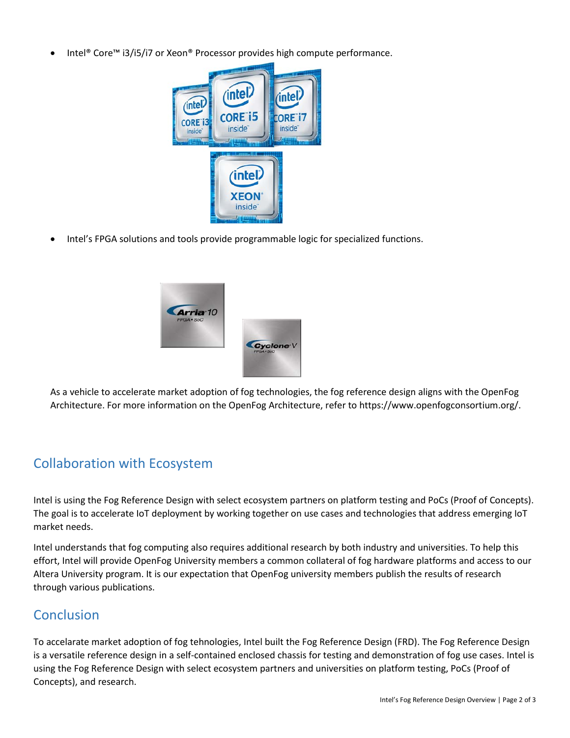- Intel® Core™ i3/i5/i7 or Xeon® Processor provides high compute performance.

- Intel's FPGA solutions and tools provide programmable logic for specialized functions.

As a vehicle to accelerate market adoption of fog technologies, the fog reference design aligns with the OpenFog Architecture. For more information on the OpenFog Architecture, refer to https://www.openfogconsortium.org/.

## Collaboration with Ecosystem

Intel is using the Fog Reference Design with select ecosystem partners on platform testing and PoCs (Proof of Concepts). The goal is to accelerate IoT deployment by working together on use cases and technologies that address emerging IoT market needs.

Intel understands that fog computing also requires additional research by both industry and universities. To help this effort, Intel will provide OpenFog University members a common collateral of fog hardware platforms and access to our Altera University program. It is our expectation that OpenFog university members publish the results of research through various publications.

## Conclusion

To accalarate market adoption of fog tehnologies, Intel built the Fog Reference Design (FRD). The Fog Reference Design is a versatile reference design in a self-contained enclosed chassis for testing and demonstration of fog use cases. Intel is using the Fog Reference Design with select ecosystem partners and universities on platform testing, PoCs (Proof of Concepts), and research.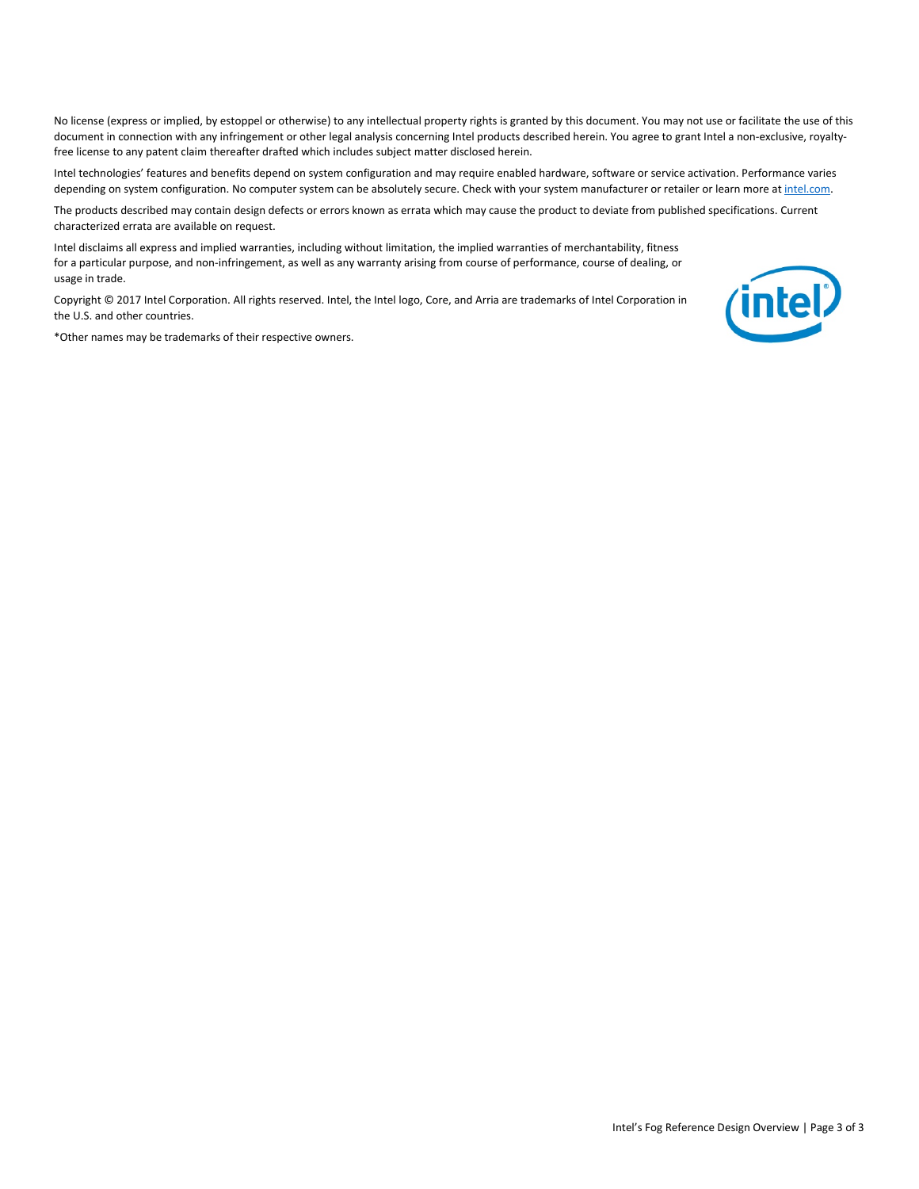No license (express or implied, by estoppel or otherwise) to any intellectual property rights is granted by this document. You may not use or facilitate the use of this document in connection with any infringement or other legal analysis concerning Intel products described herein. You agree to grant Intel a non-exclusive, royalty-free license to any patent claim thereafter drafted which includes subject matter disclosed herein.

Intel technologies' features and benefits depend on system configuration and may require enabled hardware, software or service activation. Performance varies depending on system configuration. No computer system can be absolutely secure. Check with your system manufacturer or retailer or learn more at [intel.com](http://intel.com).

The products described may contain design defects or errors known as errata which may cause the product to deviate from published specifications. Current characterized errata are available on request.

Intel disclaims all express and implied warranties, including without limitation, the implied warranties of merchantability, fitness for a particular purpose, and non-infringement, as well as any warranty arising from course of performance, course of dealing, or usage in trade.

Copyright © 2017 Intel Corporation. All rights reserved. Intel, the Intel logo, Core, and Arria are trademarks of Intel Corporation in the U.S. and other countries.

*Other names may be trademarks of their respective owners.